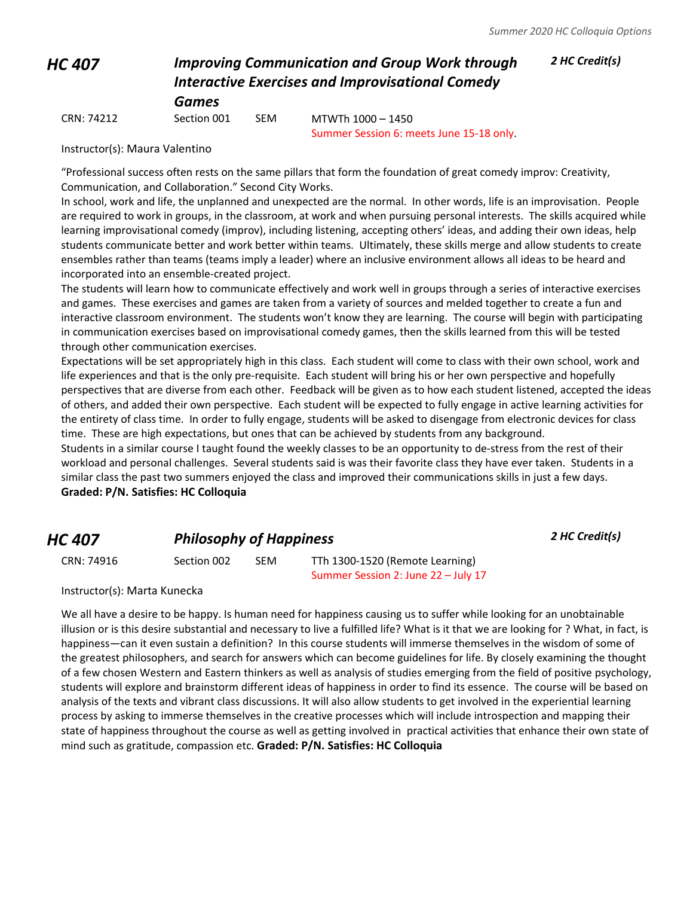## HC 407 — *Improving Communication and Group Work through Interactive Exercises and Improvisational Comedy Games* — *2 HC Credit(s)*

CRN: 74212 | Section 001 | SEM | MTWTh 1000 – 1450
Summer Session 6: meets June 15-18 only.

Instructor(s): Maura Valentino

"Professional success often rests on the same pillars that form the foundation of great comedy improv: Creativity, Communication, and Collaboration." Second City Works.

In school, work and life, the unplanned and unexpected are the normal. In other words, life is an improvisation. People are required to work in groups, in the classroom, at work and when pursuing personal interests. The skills acquired while learning improvisational comedy (improv), including listening, accepting others' ideas, and adding their own ideas, help students communicate better and work better within teams. Ultimately, these skills merge and allow students to create ensembles rather than teams (teams imply a leader) where an inclusive environment allows all ideas to be heard and incorporated into an ensemble-created project.

The students will learn how to communicate effectively and work well in groups through a series of interactive exercises and games. These exercises and games are taken from a variety of sources and melded together to create a fun and interactive classroom environment. The students won't know they are learning. The course will begin with participating in communication exercises based on improvisational comedy games, then the skills learned from this will be tested through other communication exercises.

Expectations will be set appropriately high in this class. Each student will come to class with their own school, work and life experiences and that is the only pre-requisite. Each student will bring his or her own perspective and hopefully perspectives that are diverse from each other. Feedback will be given as to how each student listened, accepted the ideas of others, and added their own perspective. Each student will be expected to fully engage in active learning activities for the entirety of class time. In order to fully engage, students will be asked to disengage from electronic devices for class time. These are high expectations, but ones that can be achieved by students from any background.

Students in a similar course I taught found the weekly classes to be an opportunity to de-stress from the rest of their workload and personal challenges. Several students said is was their favorite class they have ever taken. Students in a similar class the past two summers enjoyed the class and improved their communications skills in just a few days.

**Graded: P/N. Satisfies: HC Colloquia**

## HC 407 — *Philosophy of Happiness* — *2 HC Credit(s)*

CRN: 74916 | Section 002 | SEM | TTh 1300-1520 (Remote Learning)
Summer Session 2: June 22 – July 17

Instructor(s): Marta Kunecka

We all have a desire to be happy. Is human need for happiness causing us to suffer while looking for an unobtainable illusion or is this desire substantial and necessary to live a fulfilled life? What is it that we are looking for ? What, in fact, is happiness—can it even sustain a definition? In this course students will immerse themselves in the wisdom of some of the greatest philosophers, and search for answers which can become guidelines for life. By closely examining the thought of a few chosen Western and Eastern thinkers as well as analysis of studies emerging from the field of positive psychology, students will explore and brainstorm different ideas of happiness in order to find its essence. The course will be based on analysis of the texts and vibrant class discussions. It will also allow students to get involved in the experiential learning process by asking to immerse themselves in the creative processes which will include introspection and mapping their state of happiness throughout the course as well as getting involved in practical activities that enhance their own state of mind such as gratitude, compassion etc. **Graded: P/N. Satisfies: HC Colloquia**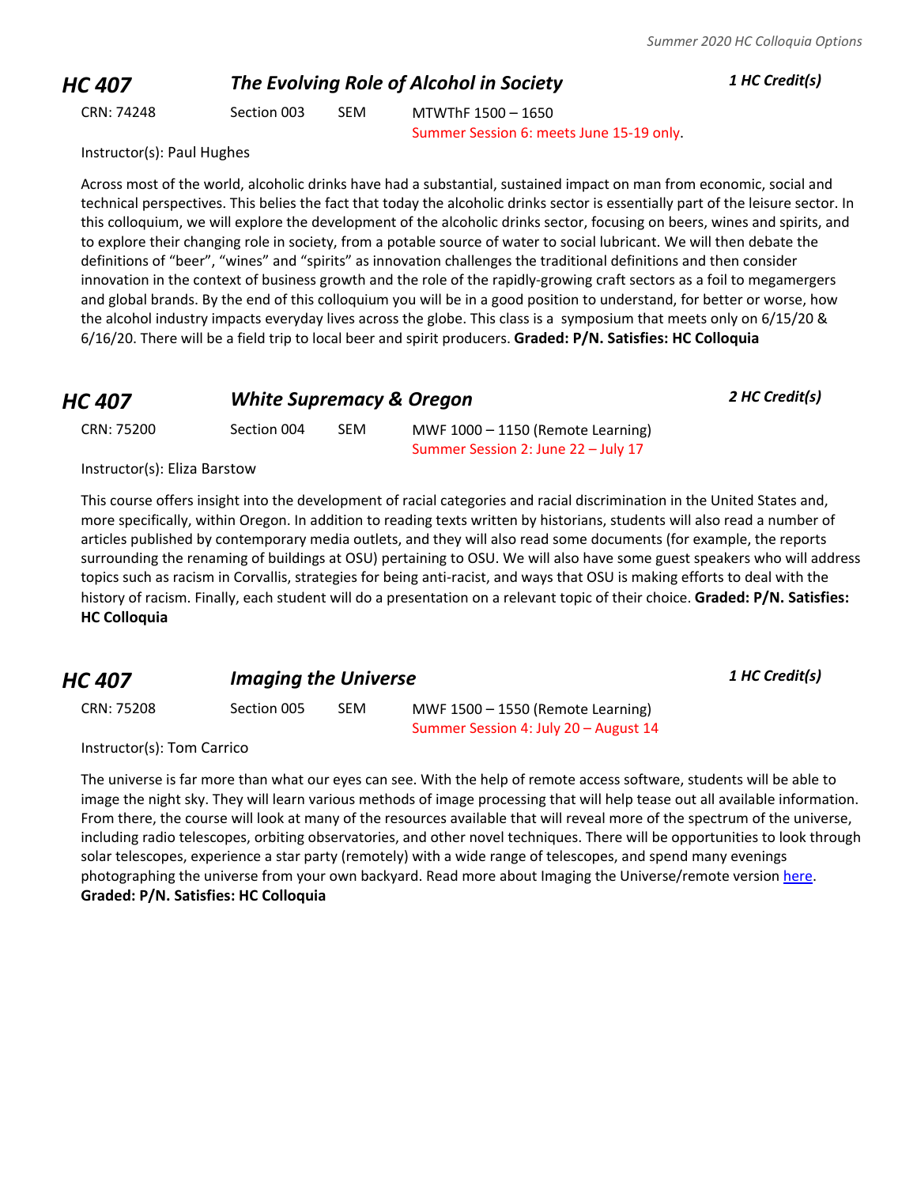## HC 407 — *The Evolving Role of Alcohol in Society* — *1 HC Credit(s)*

CRN: 74248 | Section 003 | SEM | MTWThF 1500 – 1650
Summer Session 6: meets June 15-19 only.

Instructor(s): Paul Hughes

Across most of the world, alcoholic drinks have had a substantial, sustained impact on man from economic, social and technical perspectives. This belies the fact that today the alcoholic drinks sector is essentially part of the leisure sector. In this colloquium, we will explore the development of the alcoholic drinks sector, focusing on beers, wines and spirits, and to explore their changing role in society, from a potable source of water to social lubricant. We will then debate the definitions of "beer", "wines" and "spirits" as innovation challenges the traditional definitions and then consider innovation in the context of business growth and the role of the rapidly-growing craft sectors as a foil to megamergers and global brands. By the end of this colloquium you will be in a good position to understand, for better or worse, how the alcohol industry impacts everyday lives across the globe. This class is a symposium that meets only on 6/15/20 & 6/16/20. There will be a field trip to local beer and spirit producers. **Graded: P/N. Satisfies: HC Colloquia**

## HC 407 — *White Supremacy & Oregon* — *2 HC Credit(s)*

CRN: 75200 | Section 004 | SEM | MWF 1000 – 1150 (Remote Learning)
Summer Session 2: June 22 – July 17

Instructor(s): Eliza Barstow

This course offers insight into the development of racial categories and racial discrimination in the United States and, more specifically, within Oregon. In addition to reading texts written by historians, students will also read a number of articles published by contemporary media outlets, and they will also read some documents (for example, the reports surrounding the renaming of buildings at OSU) pertaining to OSU. We will also have some guest speakers who will address topics such as racism in Corvallis, strategies for being anti-racist, and ways that OSU is making efforts to deal with the history of racism. Finally, each student will do a presentation on a relevant topic of their choice. **Graded: P/N. Satisfies: HC Colloquia**

## HC 407 — *Imaging the Universe* — *1 HC Credit(s)*

CRN: 75208 | Section 005 | SEM | MWF 1500 – 1550 (Remote Learning)
Summer Session 4: July 20 – August 14

Instructor(s): Tom Carrico

The universe is far more than what our eyes can see. With the help of remote access software, students will be able to image the night sky. They will learn various methods of image processing that will help tease out all available information. From there, the course will look at many of the resources available that will reveal more of the spectrum of the universe, including radio telescopes, orbiting observatories, and other novel techniques. There will be opportunities to look through solar telescopes, experience a star party (remotely) with a wide range of telescopes, and spend many evenings photographing the universe from your own backyard. Read more about Imaging the Universe/remote version here.
**Graded: P/N. Satisfies: HC Colloquia**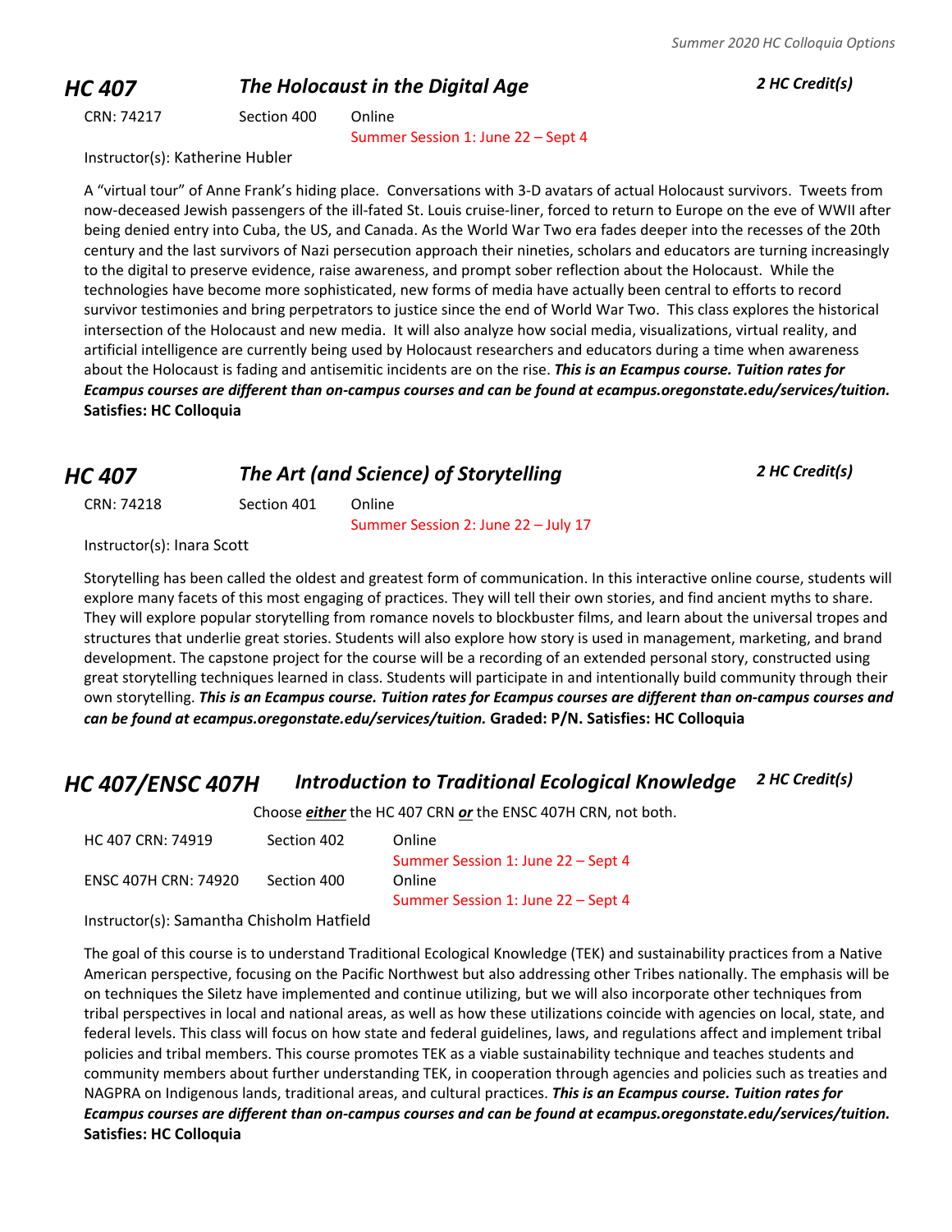## HC 407 — *The Holocaust in the Digital Age* — ***2 HC Credit(s)***

CRN: 74217 | Section 400 | Online
Summer Session 1: June 22 – Sept 4

Instructor(s): Katherine Hubler

A "virtual tour" of Anne Frank's hiding place. Conversations with 3-D avatars of actual Holocaust survivors. Tweets from now-deceased Jewish passengers of the ill-fated St. Louis cruise-liner, forced to return to Europe on the eve of WWII after being denied entry into Cuba, the US, and Canada. As the World War Two era fades deeper into the recesses of the 20th century and the last survivors of Nazi persecution approach their nineties, scholars and educators are turning increasingly to the digital to preserve evidence, raise awareness, and prompt sober reflection about the Holocaust. While the technologies have become more sophisticated, new forms of media have actually been central to efforts to record survivor testimonies and bring perpetrators to justice since the end of World War Two. This class explores the historical intersection of the Holocaust and new media. It will also analyze how social media, visualizations, virtual reality, and artificial intelligence are currently being used by Holocaust researchers and educators during a time when awareness about the Holocaust is fading and antisemitic incidents are on the rise. ***This is an Ecampus course. Tuition rates for Ecampus courses are different than on-campus courses and can be found at ecampus.oregonstate.edu/services/tuition.*** **Satisfies: HC Colloquia**

## HC 407 — *The Art (and Science) of Storytelling* — ***2 HC Credit(s)***

CRN: 74218 | Section 401 | Online
Summer Session 2: June 22 – July 17

Instructor(s): Inara Scott

Storytelling has been called the oldest and greatest form of communication. In this interactive online course, students will explore many facets of this most engaging of practices. They will tell their own stories, and find ancient myths to share. They will explore popular storytelling from romance novels to blockbuster films, and learn about the universal tropes and structures that underlie great stories. Students will also explore how story is used in management, marketing, and brand development. The capstone project for the course will be a recording of an extended personal story, constructed using great storytelling techniques learned in class. Students will participate in and intentionally build community through their own storytelling. ***This is an Ecampus course. Tuition rates for Ecampus courses are different than on-campus courses and can be found at ecampus.oregonstate.edu/services/tuition.*** **Graded: P/N. Satisfies: HC Colloquia**

## HC 407/ENSC 407H — *Introduction to Traditional Ecological Knowledge* — ***2 HC Credit(s)***

Choose ***either*** the HC 407 CRN ***or*** the ENSC 407H CRN, not both.

| | | | |
|---|---|---|---|
| HC 407 CRN: 74919 | Section 402 | Online | Summer Session 1: June 22 – Sept 4 |
| ENSC 407H CRN: 74920 | Section 400 | Online | Summer Session 1: June 22 – Sept 4 |

Instructor(s): Samantha Chisholm Hatfield

The goal of this course is to understand Traditional Ecological Knowledge (TEK) and sustainability practices from a Native American perspective, focusing on the Pacific Northwest but also addressing other Tribes nationally. The emphasis will be on techniques the Siletz have implemented and continue utilizing, but we will also incorporate other techniques from tribal perspectives in local and national areas, as well as how these utilizations coincide with agencies on local, state, and federal levels. This class will focus on how state and federal guidelines, laws, and regulations affect and implement tribal policies and tribal members. This course promotes TEK as a viable sustainability technique and teaches students and community members about further understanding TEK, in cooperation through agencies and policies such as treaties and NAGPRA on Indigenous lands, traditional areas, and cultural practices. ***This is an Ecampus course. Tuition rates for Ecampus courses are different than on-campus courses and can be found at ecampus.oregonstate.edu/services/tuition.*** **Satisfies: HC Colloquia**